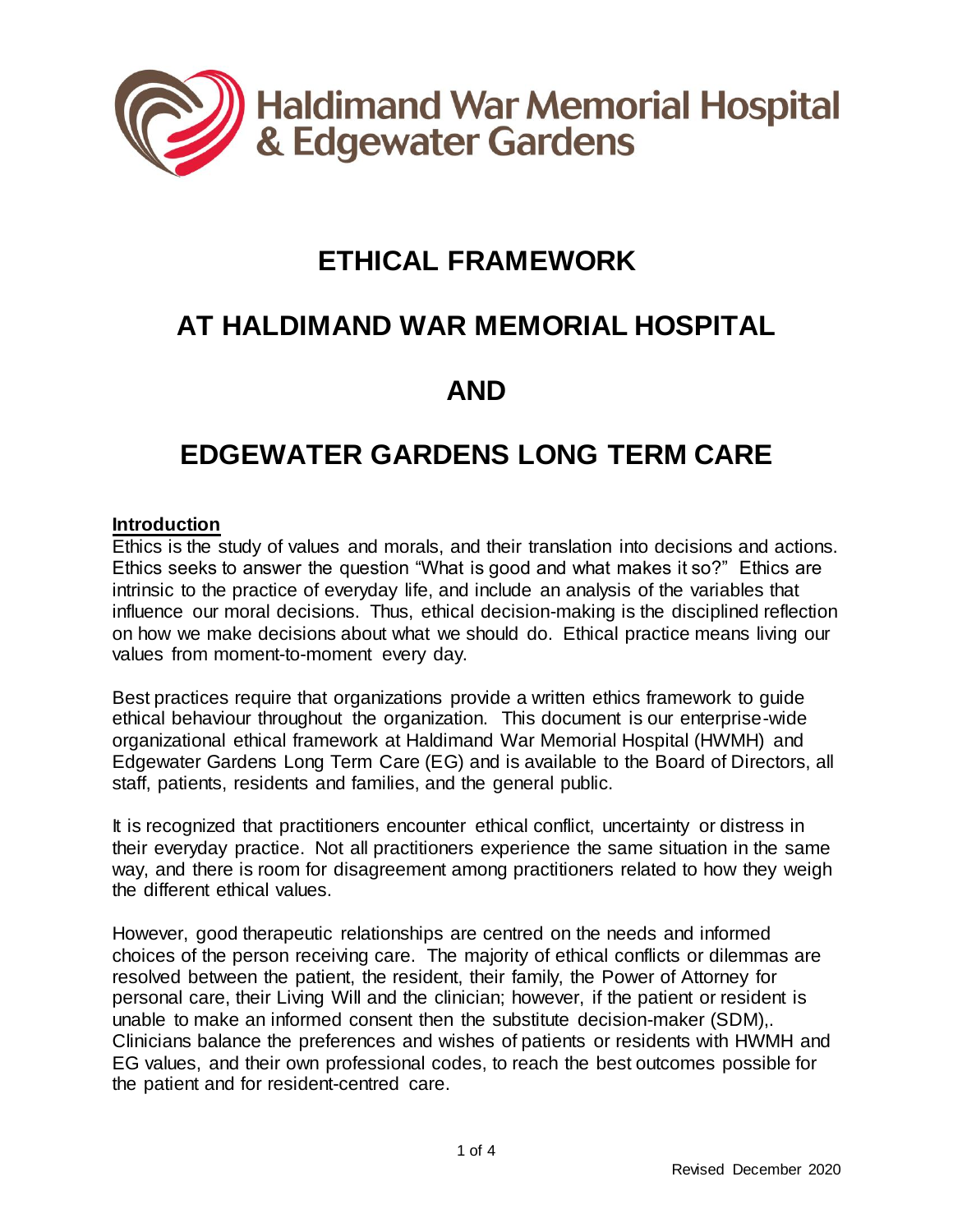Haldimand War Memorial Hospital & Edgewater Gardens

# ETHICAL FRAMEWORK

# AT HALDIMAND WAR MEMORIAL HOSPITAL

# AND

# EDGEWATER GARDENS LONG TERM CARE

## Introduction

Ethics is the study of values and morals, and their translation into decisions and actions. Ethics seeks to answer the question "What is good and what makes it so?" Ethics are intrinsic to the practice of everyday life, and include an analysis of the variables that influence our moral decisions. Thus, ethical decision-making is the disciplined reflection on how we make decisions about what we should do. Ethical practice means living our values from moment-to-moment every day.

Best practices require that organizations provide a written ethics framework to guide ethical behaviour throughout the organization. This document is our enterprise-wide organizational ethical framework at Haldimand War Memorial Hospital (HWMH) and Edgewater Gardens Long Term Care (EG) and is available to the Board of Directors, all staff, patients, residents and families, and the general public.

It is recognized that practitioners encounter ethical conflict, uncertainty or distress in their everyday practice. Not all practitioners experience the same situation in the same way, and there is room for disagreement among practitioners related to how they weigh the different ethical values.

However, good therapeutic relationships are centred on the needs and informed choices of the person receiving care. The majority of ethical conflicts or dilemmas are resolved between the patient, the resident, their family, the Power of Attorney for personal care, their Living Will and the clinician; however, if the patient or resident is unable to make an informed consent then the substitute decision-maker (SDM),. Clinicians balance the preferences and wishes of patients or residents with HWMH and EG values, and their own professional codes, to reach the best outcomes possible for the patient and for resident-centred care.

Revised December 2020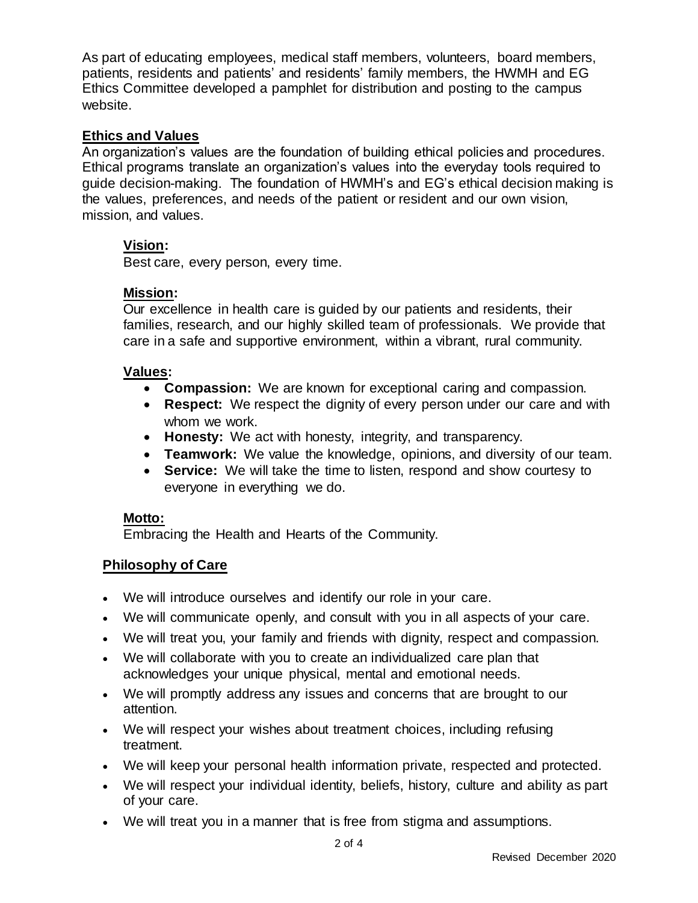As part of educating employees, medical staff members, volunteers, board members, patients, residents and patients' and residents' family members, the HWMH and EG Ethics Committee developed a pamphlet for distribution and posting to the campus website.

## Ethics and Values

An organization's values are the foundation of building ethical policies and procedures. Ethical programs translate an organization's values into the everyday tools required to guide decision-making. The foundation of HWMH's and EG's ethical decision making is the values, preferences, and needs of the patient or resident and our own vision, mission, and values.

### Vision:

Best care, every person, every time.

### Mission:

Our excellence in health care is guided by our patients and residents, their families, research, and our highly skilled team of professionals. We provide that care in a safe and supportive environment, within a vibrant, rural community.

### Values:

- **Compassion:** We are known for exceptional caring and compassion.
- **Respect:** We respect the dignity of every person under our care and with whom we work.
- **Honesty:** We act with honesty, integrity, and transparency.
- **Teamwork:** We value the knowledge, opinions, and diversity of our team.
- **Service:** We will take the time to listen, respond and show courtesy to everyone in everything we do.

### Motto:

Embracing the Health and Hearts of the Community.

## Philosophy of Care

- We will introduce ourselves and identify our role in your care.
- We will communicate openly, and consult with you in all aspects of your care.
- We will treat you, your family and friends with dignity, respect and compassion.
- We will collaborate with you to create an individualized care plan that acknowledges your unique physical, mental and emotional needs.
- We will promptly address any issues and concerns that are brought to our attention.
- We will respect your wishes about treatment choices, including refusing treatment.
- We will keep your personal health information private, respected and protected.
- We will respect your individual identity, beliefs, history, culture and ability as part of your care.
- We will treat you in a manner that is free from stigma and assumptions.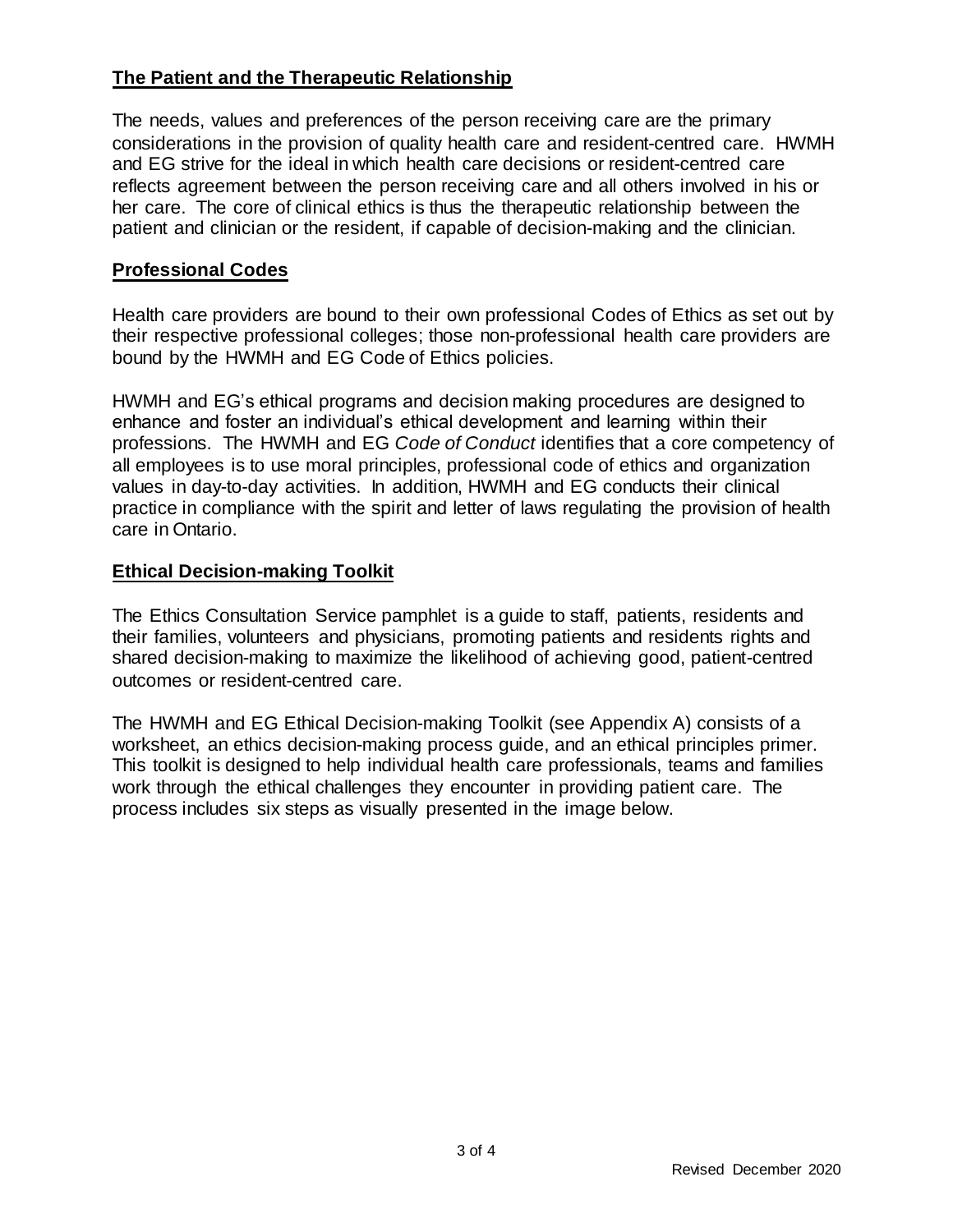## The Patient and the Therapeutic Relationship

The needs, values and preferences of the person receiving care are the primary considerations in the provision of quality health care and resident-centred care. HWMH and EG strive for the ideal in which health care decisions or resident-centred care reflects agreement between the person receiving care and all others involved in his or her care. The core of clinical ethics is thus the therapeutic relationship between the patient and clinician or the resident, if capable of decision-making and the clinician.

## Professional Codes

Health care providers are bound to their own professional Codes of Ethics as set out by their respective professional colleges; those non-professional health care providers are bound by the HWMH and EG Code of Ethics policies.

HWMH and EG's ethical programs and decision making procedures are designed to enhance and foster an individual's ethical development and learning within their professions. The HWMH and EG *Code of Conduct* identifies that a core competency of all employees is to use moral principles, professional code of ethics and organization values in day-to-day activities. In addition, HWMH and EG conducts their clinical practice in compliance with the spirit and letter of laws regulating the provision of health care in Ontario.

## Ethical Decision-making Toolkit

The Ethics Consultation Service pamphlet is a guide to staff, patients, residents and their families, volunteers and physicians, promoting patients and residents rights and shared decision-making to maximize the likelihood of achieving good, patient-centred outcomes or resident-centred care.

The HWMH and EG Ethical Decision-making Toolkit (see Appendix A) consists of a worksheet, an ethics decision-making process guide, and an ethical principles primer. This toolkit is designed to help individual health care professionals, teams and families work through the ethical challenges they encounter in providing patient care. The process includes six steps as visually presented in the image below.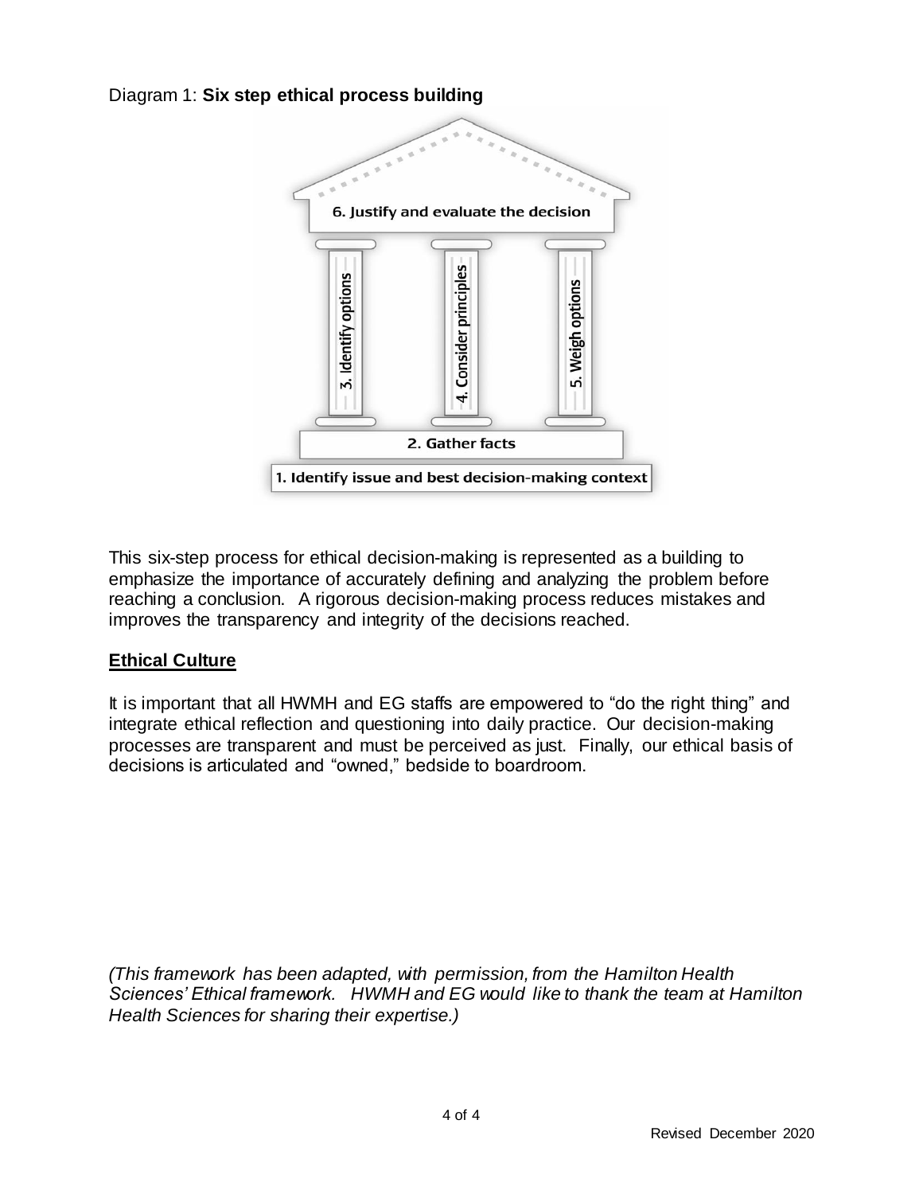Diagram 1: **Six step ethical process building**

6. Justify and evaluate the decision

3. Identify options

4. Consider principles

5. Weigh options

2. Gather facts

1. Identify issue and best decision-making context

This six-step process for ethical decision-making is represented as a building to emphasize the importance of accurately defining and analyzing the problem before reaching a conclusion. A rigorous decision-making process reduces mistakes and improves the transparency and integrity of the decisions reached.

## **Ethical Culture**

It is important that all HWMH and EG staffs are empowered to “do the right thing” and integrate ethical reflection and questioning into daily practice. Our decision-making processes are transparent and must be perceived as just. Finally, our ethical basis of decisions is articulated and “owned,” bedside to boardroom.

*(This framework has been adapted, with permission, from the Hamilton Health Sciences' Ethical framework. HWMH and EG would like to thank the team at Hamilton Health Sciences for sharing their expertise.)*

Revised December 2020